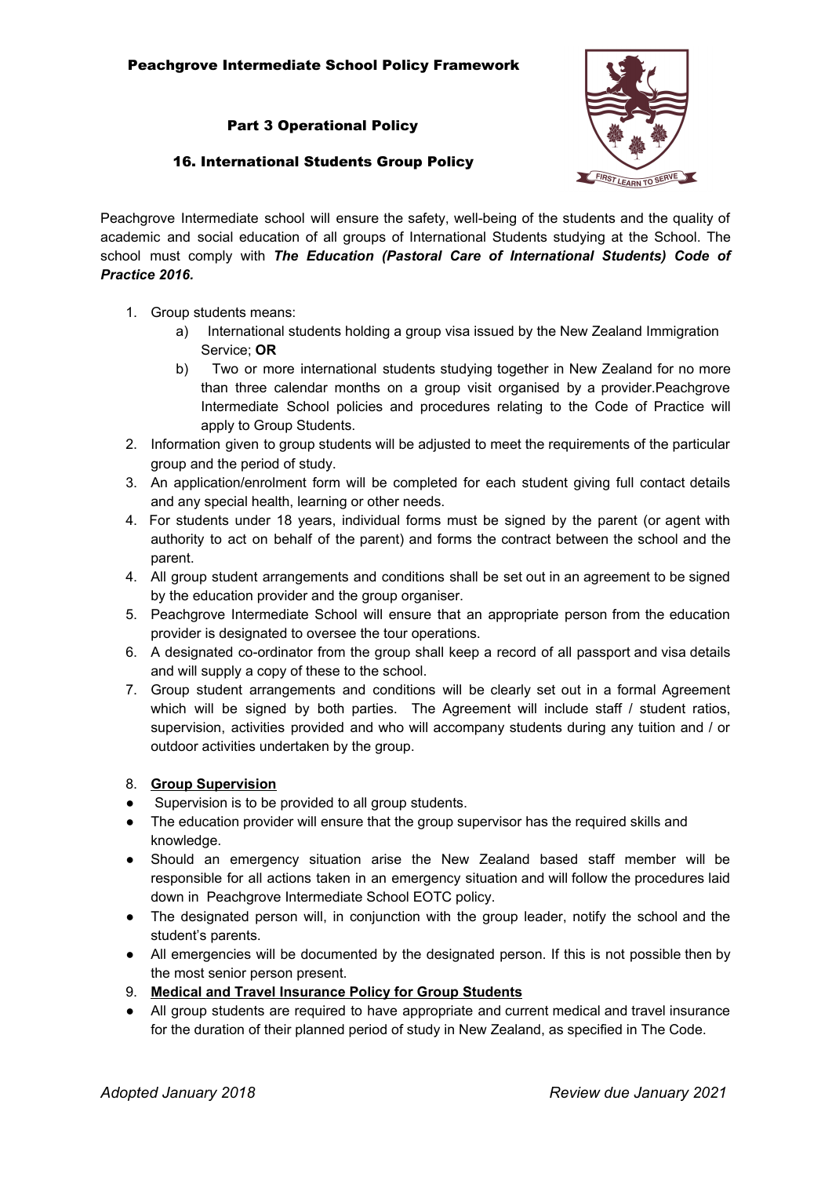**Peachgrove Intermediate School Policy Framework**

**Part 3 Operational Policy**

**16. International Students Group Policy**

Peachgrove Intermediate school will ensure the safety, well-being of the students and the quality of academic and social education of all groups of International Students studying at the School. The school must comply with ***The Education (Pastoral Care of International Students) Code of Practice 2016.***

1. Group students means:
   a) International students holding a group visa issued by the New Zealand Immigration Service; **OR**
   b) Two or more international students studying together in New Zealand for no more than three calendar months on a group visit organised by a provider.Peachgrove Intermediate School policies and procedures relating to the Code of Practice will apply to Group Students.
2. Information given to group students will be adjusted to meet the requirements of the particular group and the period of study.
3. An application/enrolment form will be completed for each student giving full contact details and any special health, learning or other needs.
4. For students under 18 years, individual forms must be signed by the parent (or agent with authority to act on behalf of the parent) and forms the contract between the school and the parent.
4. All group student arrangements and conditions shall be set out in an agreement to be signed by the education provider and the group organiser.
5. Peachgrove Intermediate School will ensure that an appropriate person from the education provider is designated to oversee the tour operations.
6. A designated co-ordinator from the group shall keep a record of all passport and visa details and will supply a copy of these to the school.
7. Group student arrangements and conditions will be clearly set out in a formal Agreement which will be signed by both parties. The Agreement will include staff / student ratios, supervision, activities provided and who will accompany students during any tuition and / or outdoor activities undertaken by the group.

8. **Group Supervision**

- Supervision is to be provided to all group students.
- The education provider will ensure that the group supervisor has the required skills and knowledge.
- Should an emergency situation arise the New Zealand based staff member will be responsible for all actions taken in an emergency situation and will follow the procedures laid down in Peachgrove Intermediate School EOTC policy.
- The designated person will, in conjunction with the group leader, notify the school and the student's parents.
- All emergencies will be documented by the designated person. If this is not possible then by the most senior person present.

9. **Medical and Travel Insurance Policy for Group Students**

- All group students are required to have appropriate and current medical and travel insurance for the duration of their planned period of study in New Zealand, as specified in The Code.

*Adopted January 2018* *Review due January 2021*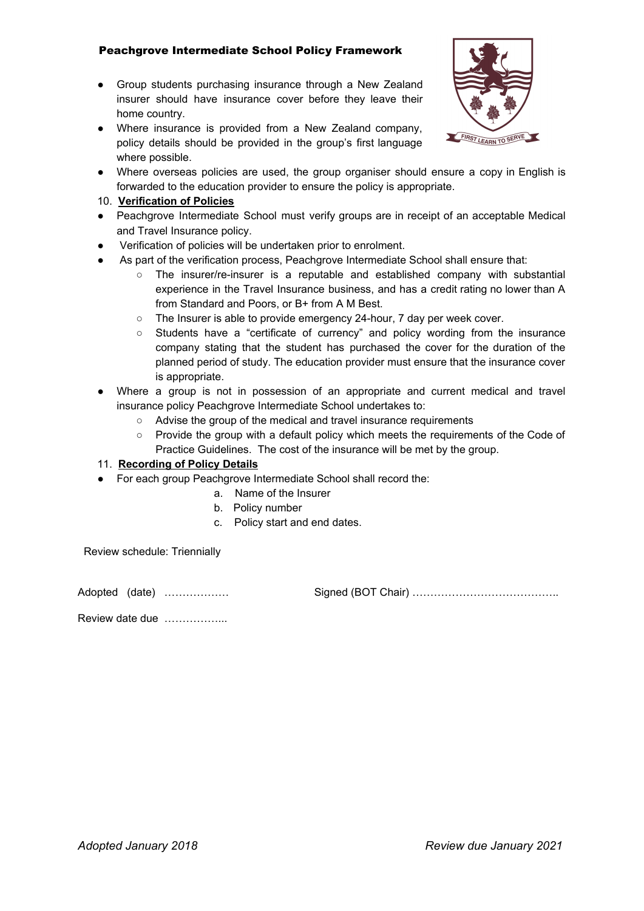**Peachgrove Intermediate School Policy Framework**

- Group students purchasing insurance through a New Zealand insurer should have insurance cover before they leave their home country.
- Where insurance is provided from a New Zealand company, policy details should be provided in the group's first language where possible.
- Where overseas policies are used, the group organiser should ensure a copy in English is forwarded to the education provider to ensure the policy is appropriate.

10. **Verification of Policies**

- Peachgrove Intermediate School must verify groups are in receipt of an acceptable Medical and Travel Insurance policy.
- Verification of policies will be undertaken prior to enrolment.
- As part of the verification process, Peachgrove Intermediate School shall ensure that:
  - The insurer/re-insurer is a reputable and established company with substantial experience in the Travel Insurance business, and has a credit rating no lower than A from Standard and Poors, or B+ from A M Best.
  - The Insurer is able to provide emergency 24-hour, 7 day per week cover.
  - Students have a "certificate of currency" and policy wording from the insurance company stating that the student has purchased the cover for the duration of the planned period of study. The education provider must ensure that the insurance cover is appropriate.
- Where a group is not in possession of an appropriate and current medical and travel insurance policy Peachgrove Intermediate School undertakes to:
  - Advise the group of the medical and travel insurance requirements
  - Provide the group with a default policy which meets the requirements of the Code of Practice Guidelines. The cost of the insurance will be met by the group.

11. **Recording of Policy Details**

- For each group Peachgrove Intermediate School shall record the:
  a. Name of the Insurer
  b. Policy number
  c. Policy start and end dates.

Review schedule: Triennially

Adopted (date) ……………… Signed (BOT Chair) …………………………………..

Review date due ……………...

*Adopted January 2018* *Review due January 2021*